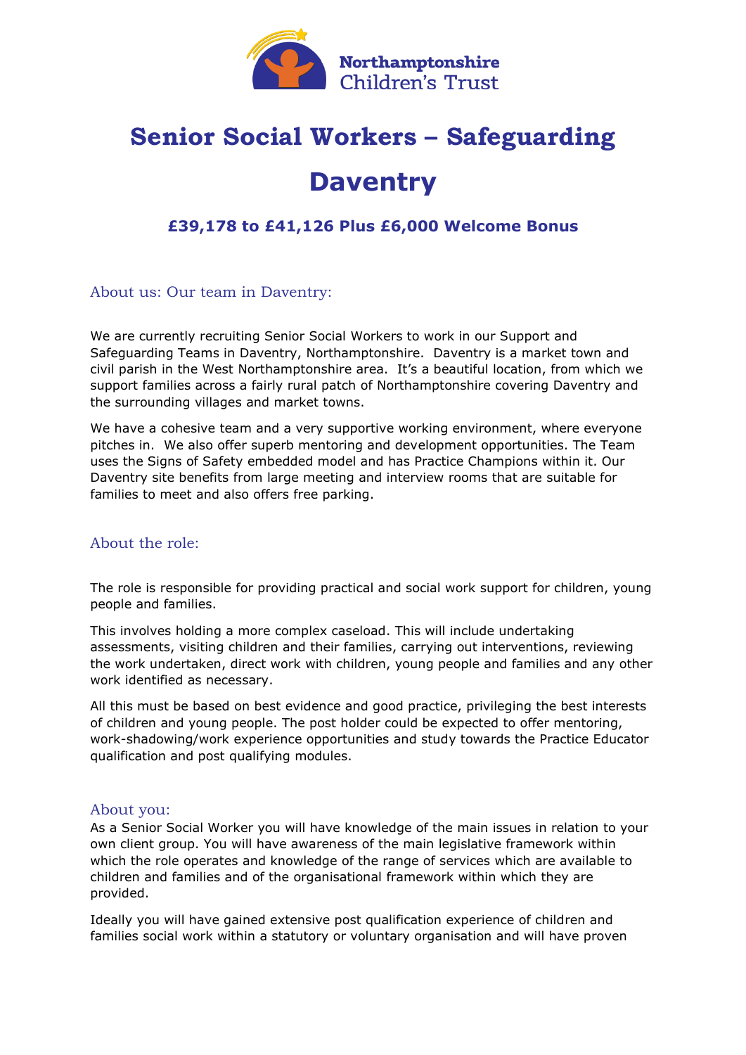Northamptonshire Children's Trust

# Senior Social Workers – Safeguarding

# Daventry

### £39,178 to £41,126 Plus £6,000 Welcome Bonus

## About us: Our team in Daventry:

We are currently recruiting Senior Social Workers to work in our Support and Safeguarding Teams in Daventry, Northamptonshire. Daventry is a market town and civil parish in the West Northamptonshire area. It's a beautiful location, from which we support families across a fairly rural patch of Northamptonshire covering Daventry and the surrounding villages and market towns.

We have a cohesive team and a very supportive working environment, where everyone pitches in. We also offer superb mentoring and development opportunities. The Team uses the Signs of Safety embedded model and has Practice Champions within it. Our Daventry site benefits from large meeting and interview rooms that are suitable for families to meet and also offers free parking.

## About the role:

The role is responsible for providing practical and social work support for children, young people and families.

This involves holding a more complex caseload. This will include undertaking assessments, visiting children and their families, carrying out interventions, reviewing the work undertaken, direct work with children, young people and families and any other work identified as necessary.

All this must be based on best evidence and good practice, privileging the best interests of children and young people. The post holder could be expected to offer mentoring, work-shadowing/work experience opportunities and study towards the Practice Educator qualification and post qualifying modules.

## About you:

As a Senior Social Worker you will have knowledge of the main issues in relation to your own client group. You will have awareness of the main legislative framework within which the role operates and knowledge of the range of services which are available to children and families and of the organisational framework within which they are provided.

Ideally you will have gained extensive post qualification experience of children and families social work within a statutory or voluntary organisation and will have proven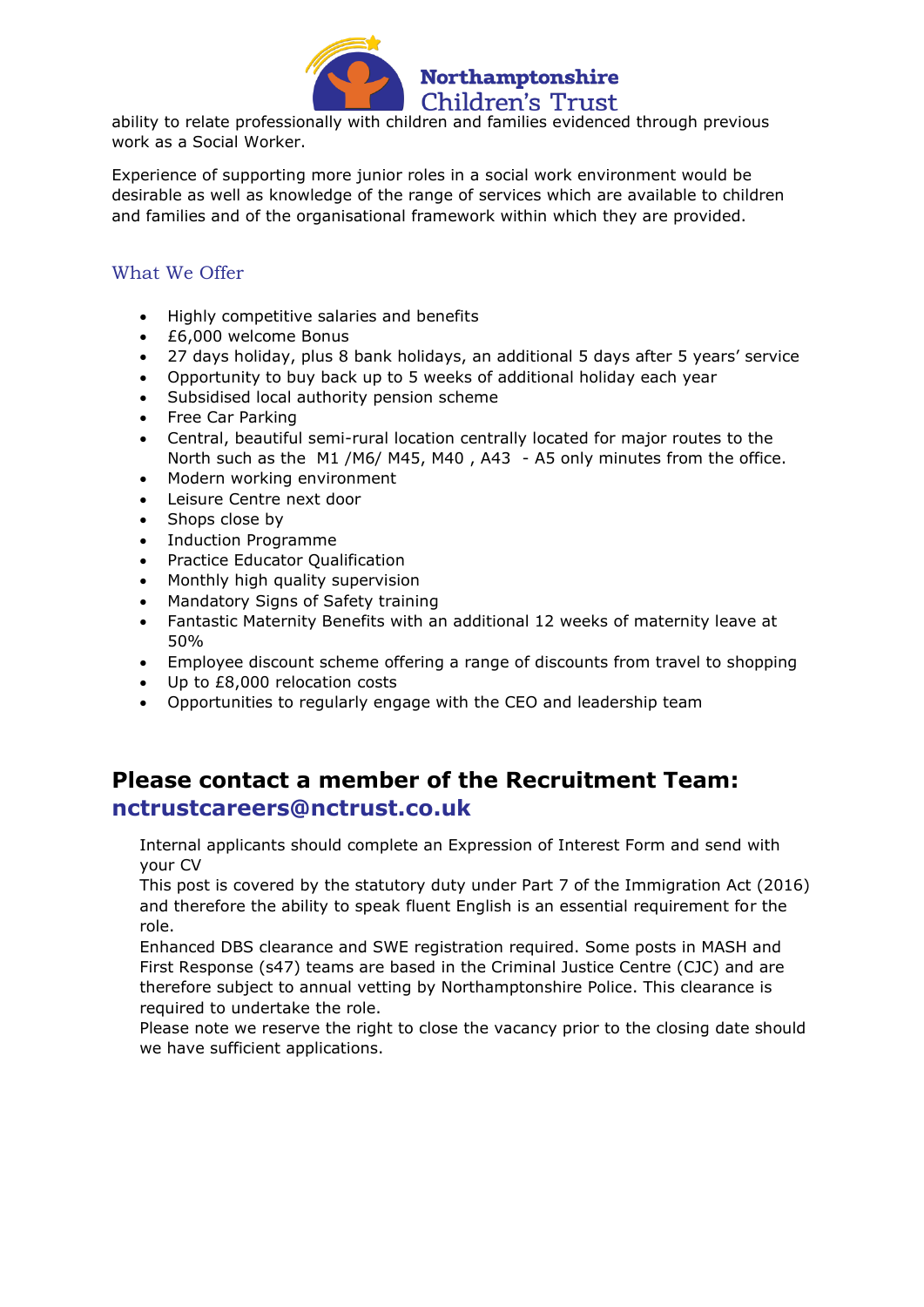ability to relate professionally with children and families evidenced through previous work as a Social Worker.

Experience of supporting more junior roles in a social work environment would be desirable as well as knowledge of the range of services which are available to children and families and of the organisational framework within which they are provided.

## What We Offer

- Highly competitive salaries and benefits
- £6,000 welcome Bonus
- 27 days holiday, plus 8 bank holidays, an additional 5 days after 5 years' service
- Opportunity to buy back up to 5 weeks of additional holiday each year
- Subsidised local authority pension scheme
- Free Car Parking
- Central, beautiful semi-rural location centrally located for major routes to the North such as the M1 /M6/ M45, M40 , A43 - A5 only minutes from the office.
- Modern working environment
- Leisure Centre next door
- Shops close by
- Induction Programme
- Practice Educator Qualification
- Monthly high quality supervision
- Mandatory Signs of Safety training
- Fantastic Maternity Benefits with an additional 12 weeks of maternity leave at 50%
- Employee discount scheme offering a range of discounts from travel to shopping
- Up to £8,000 relocation costs
- Opportunities to regularly engage with the CEO and leadership team

## Please contact a member of the Recruitment Team: nctrustcareers@nctrust.co.uk

Internal applicants should complete an Expression of Interest Form and send with your CV

This post is covered by the statutory duty under Part 7 of the Immigration Act (2016) and therefore the ability to speak fluent English is an essential requirement for the role.

Enhanced DBS clearance and SWE registration required. Some posts in MASH and First Response (s47) teams are based in the Criminal Justice Centre (CJC) and are therefore subject to annual vetting by Northamptonshire Police. This clearance is required to undertake the role.

Please note we reserve the right to close the vacancy prior to the closing date should we have sufficient applications.